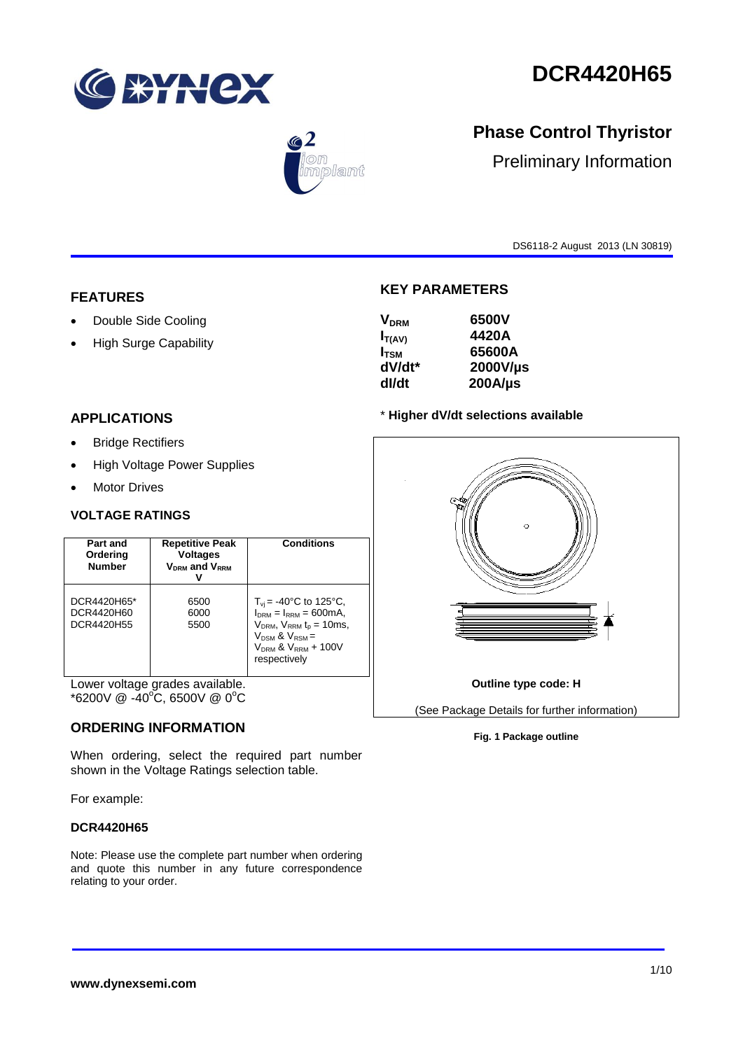# DCR4420H65

## Phase Control Thyristor

Preliminary Information

DS6118-2 August 2013 (LN 30819)

## FEATURES

- Double Side Cooling
- High Surge Capability

## APPLICATIONS

- Bridge Rectifiers
- High Voltage Power Supplies
- Motor Drives

## KEY PARAMETERS

| | |
|---|---|
| $V_{DRM}$ | 6500V |
| $I_{T(AV)}$ | 4420A |
| $I_{TSM}$ | 65600A |
| dV/dt* | 2000V/µs |
| dI/dt | 200A/µs |

* **Higher dV/dt selections available**

## VOLTAGE RATINGS

| Part and Ordering Number | Repetitive Peak Voltages $V_{DRM}$ and $V_{RRM}$ V | Conditions |
|---|---|---|
| DCR4420H65* <br> DCR4420H60 <br> DCR4420H55 | 6500 <br> 6000 <br> 5500 | $T_{vj}$ = -40°C to 125°C, $I_{DRM}$ = $I_{RRM}$ = 600mA, $V_{DRM}$, $V_{RRM}$ $t_p$ = 10ms, $V_{DSM}$ & $V_{RSM}$ = $V_{DRM}$ & $V_{RRM}$ + 100V respectively |

Lower voltage grades available.
*6200V @ -40°C, 6500V @ 0°C

Outline type code: H

(See Package Details for further information)

**Fig. 1 Package outline**

## ORDERING INFORMATION

When ordering, select the required part number shown in the Voltage Ratings selection table.

For example:

**DCR4420H65**

Note: Please use the complete part number when ordering and quote this number in any future correspondence relating to your order.

**www.dynexsemi.com**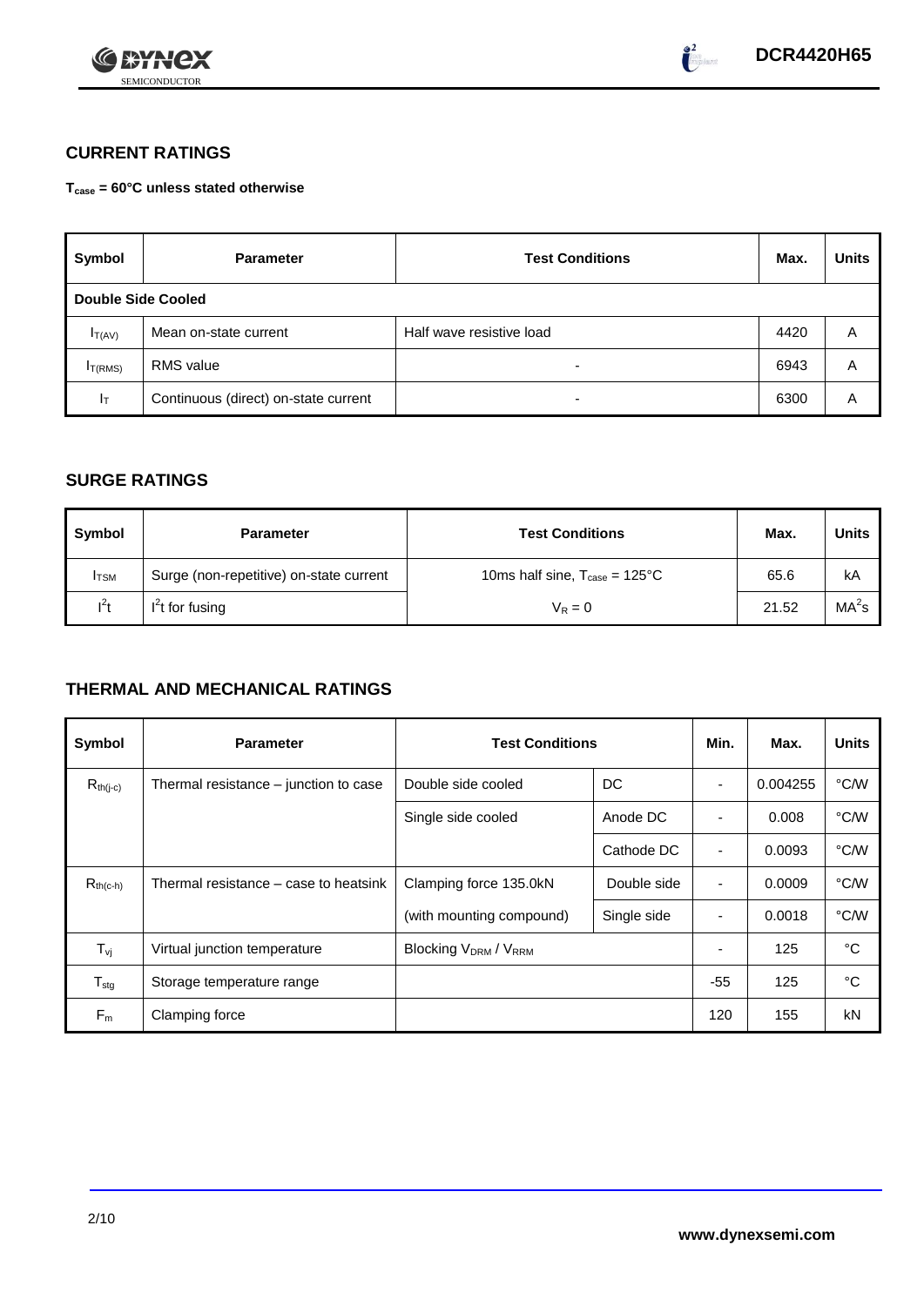## CURRENT RATINGS

**$T_{case}$ = 60°C unless stated otherwise**

| Symbol | Parameter | Test Conditions | Max. | Units |
|---|---|---|---|---|
| **Double Side Cooled** | | | | |
| $I_{T(AV)}$ | Mean on-state current | Half wave resistive load | 4420 | A |
| $I_{T(RMS)}$ | RMS value | - | 6943 | A |
| $I_T$ | Continuous (direct) on-state current | - | 6300 | A |

## SURGE RATINGS

| Symbol | Parameter | Test Conditions | Max. | Units |
|---|---|---|---|---|
| $I_{TSM}$ | Surge (non-repetitive) on-state current | 10ms half sine, $T_{case}$ = 125°C | 65.6 | kA |
| $I^2t$ | $I^2t$ for fusing | $V_R = 0$ | 21.52 | $MA^2s$ |

## THERMAL AND MECHANICAL RATINGS

| Symbol | Parameter | Test Conditions | | Min. | Max. | Units |
|---|---|---|---|---|---|---|
| $R_{th(j-c)}$ | Thermal resistance – junction to case | Double side cooled | DC | - | 0.004255 | °C/W |
| | | Single side cooled | Anode DC | - | 0.008 | °C/W |
| | | | Cathode DC | - | 0.0093 | °C/W |
| $R_{th(c-h)}$ | Thermal resistance – case to heatsink | Clamping force 135.0kN | Double side | - | 0.0009 | °C/W |
| | | (with mounting compound) | Single side | - | 0.0018 | °C/W |
| $T_{vj}$ | Virtual junction temperature | Blocking $V_{DRM}$ / $V_{RRM}$ | | - | 125 | °C |
| $T_{stg}$ | Storage temperature range | | | -55 | 125 | °C |
| $F_m$ | Clamping force | | | 120 | 155 | kN |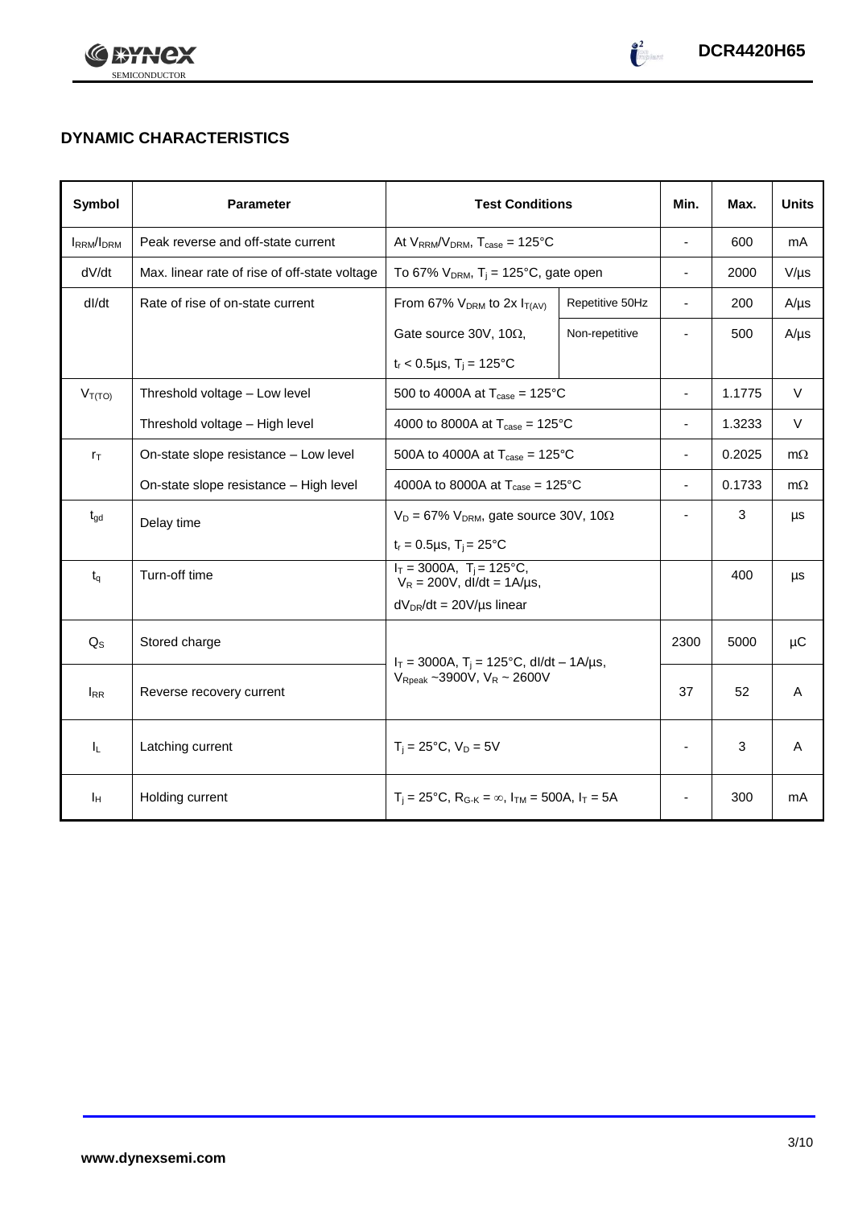## DYNAMIC CHARACTERISTICS

| Symbol | Parameter | Test Conditions | | Min. | Max. | Units |
|---|---|---|---|---|---|---|
| $I_{RRM}/I_{DRM}$ | Peak reverse and off-state current | At $V_{RRM}/V_{DRM}$, $T_{case}$ = 125°C | | - | 600 | mA |
| dV/dt | Max. linear rate of rise of off-state voltage | To 67% $V_{DRM}$, $T_j$ = 125°C, gate open | | - | 2000 | V/µs |
| dI/dt | Rate of rise of on-state current | From 67% $V_{DRM}$ to 2x $I_{T(AV)}$ | Repetitive 50Hz | - | 200 | A/µs |
| | | Gate source 30V, 10Ω, | Non-repetitive | - | 500 | A/µs |
| | | $t_r$ < 0.5µs, $T_j$ = 125°C | | | | |
| $V_{T(TO)}$ | Threshold voltage – Low level | 500 to 4000A at $T_{case}$ = 125°C | | - | 1.1775 | V |
| | Threshold voltage – High level | 4000 to 8000A at $T_{case}$ = 125°C | | - | 1.3233 | V |
| $r_T$ | On-state slope resistance – Low level | 500A to 4000A at $T_{case}$ = 125°C | | - | 0.2025 | mΩ |
| | On-state slope resistance – High level | 4000A to 8000A at $T_{case}$ = 125°C | | - | 0.1733 | mΩ |
| $t_{gd}$ | Delay time | $V_D$ = 67% $V_{DRM}$, gate source 30V, 10Ω<br>$t_r$ = 0.5µs, $T_j$ = 25°C | | - | 3 | µs |
| $t_q$ | Turn-off time | $I_T$ = 3000A, $T_j$ = 125°C, $V_R$ = 200V, dI/dt = 1A/µs,<br>$dV_{DR}/dt$ = 20V/µs linear | | | 400 | µs |
| $Q_S$ | Stored charge | $I_T$ = 3000A, $T_j$ = 125°C, dI/dt – 1A/µs, $V_{Rpeak}$ ~3900V, $V_R$ ~ 2600V | | 2300 | 5000 | µC |
| $I_{RR}$ | Reverse recovery current | | | 37 | 52 | A |
| $I_L$ | Latching current | $T_j$ = 25°C, $V_D$ = 5V | | - | 3 | A |
| $I_H$ | Holding current | $T_j$ = 25°C, $R_{G-K}$ = ∞, $I_{TM}$ = 500A, $I_T$ = 5A | | - | 300 | mA |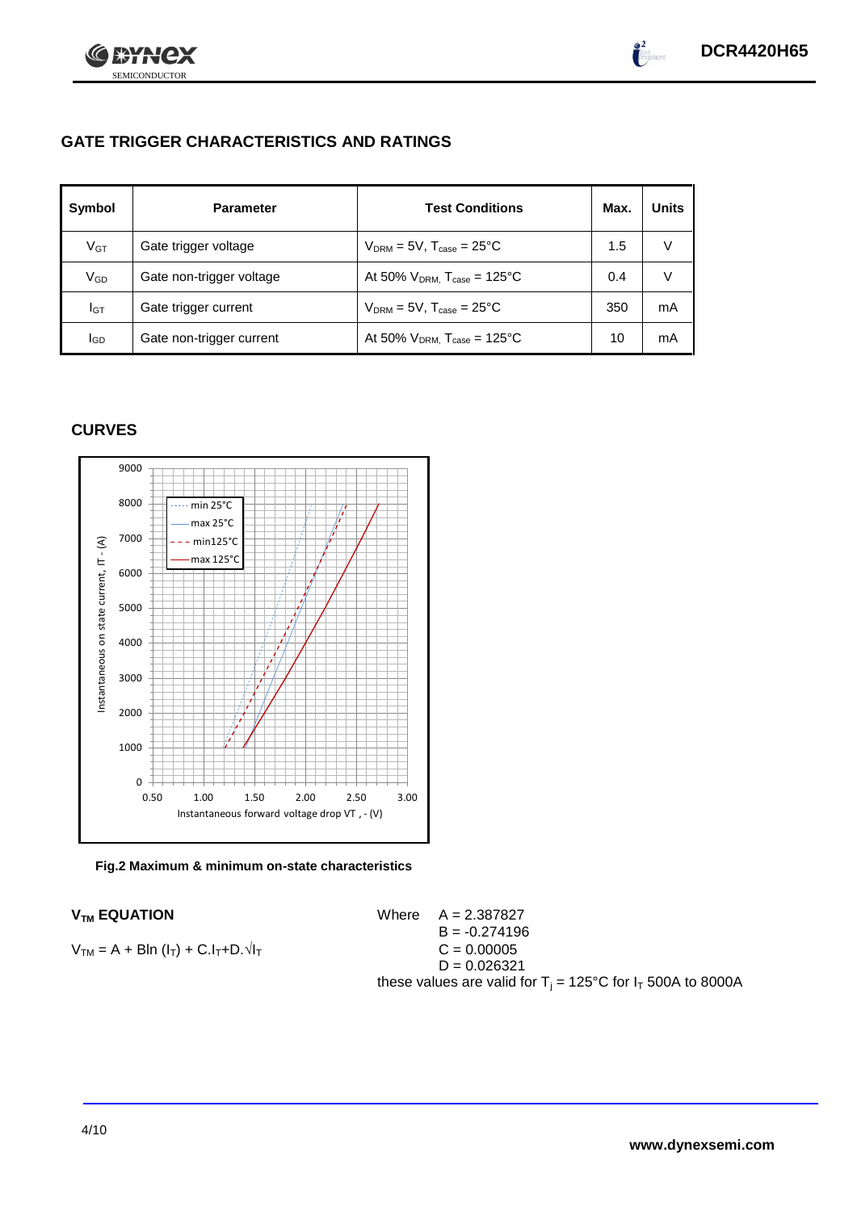## GATE TRIGGER CHARACTERISTICS AND RATINGS

| Symbol | Parameter | Test Conditions | Max. | Units |
|---|---|---|---|---|
| $V_{GT}$ | Gate trigger voltage | $V_{DRM}$ = 5V, $T_{case}$ = 25°C | 1.5 | V |
| $V_{GD}$ | Gate non-trigger voltage | At 50% $V_{DRM,}$ $T_{case}$ = 125°C | 0.4 | V |
| $I_{GT}$ | Gate trigger current | $V_{DRM}$ = 5V, $T_{case}$ = 25°C | 350 | mA |
| $I_{GD}$ | Gate non-trigger current | At 50% $V_{DRM,}$ $T_{case}$ = 125°C | 10 | mA |

## CURVES

**Fig.2 Maximum & minimum on-state characteristics**

### $V_{TM}$ EQUATION

$$V_{TM} = A + B\ln(I_T) + C.I_T + D.\sqrt{I_T}$$

Where
$A = 2.387827$
$B = -0.274196$
$C = 0.00005$
$D = 0.026321$

these values are valid for $T_j$ = 125°C for $I_T$ 500A to 8000A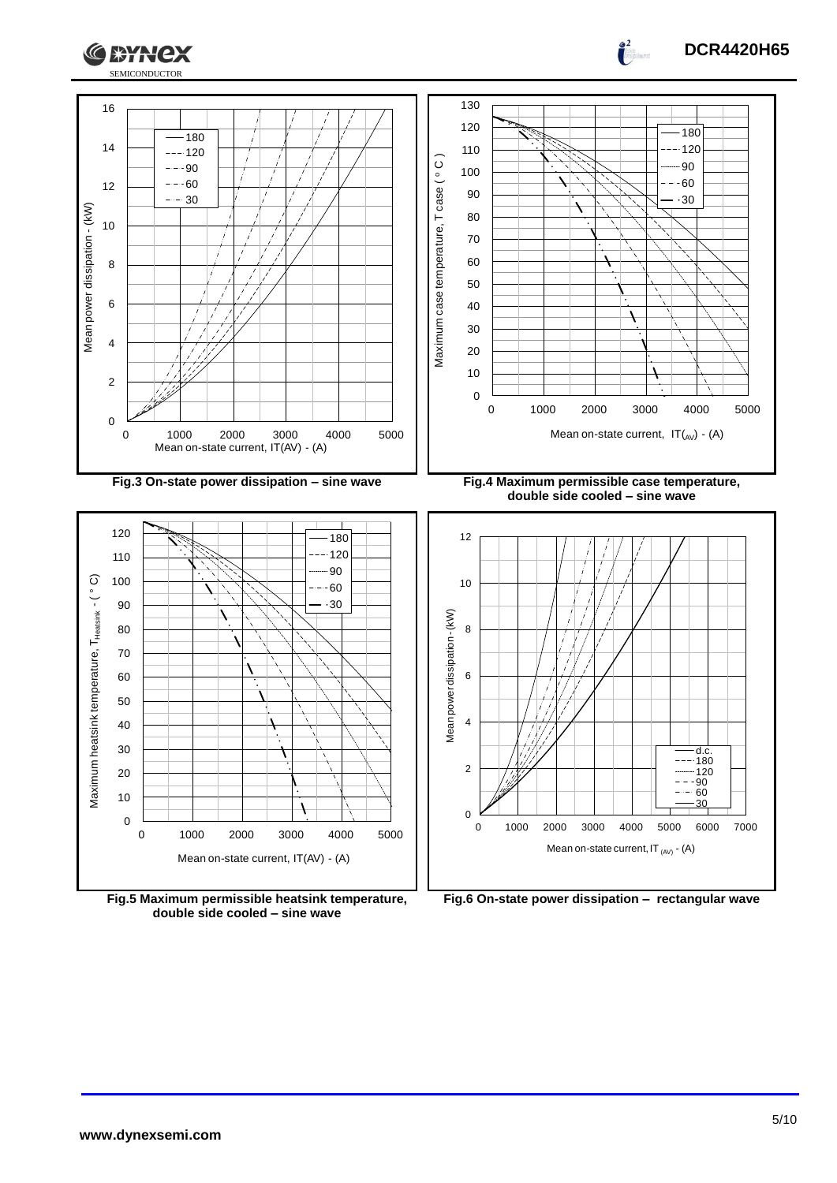Fig.3 On-state power dissipation – sine wave

Fig.4 Maximum permissible case temperature, double side cooled – sine wave

Fig.5 Maximum permissible heatsink temperature, double side cooled – sine wave

Fig.6 On-state power dissipation – rectangular wave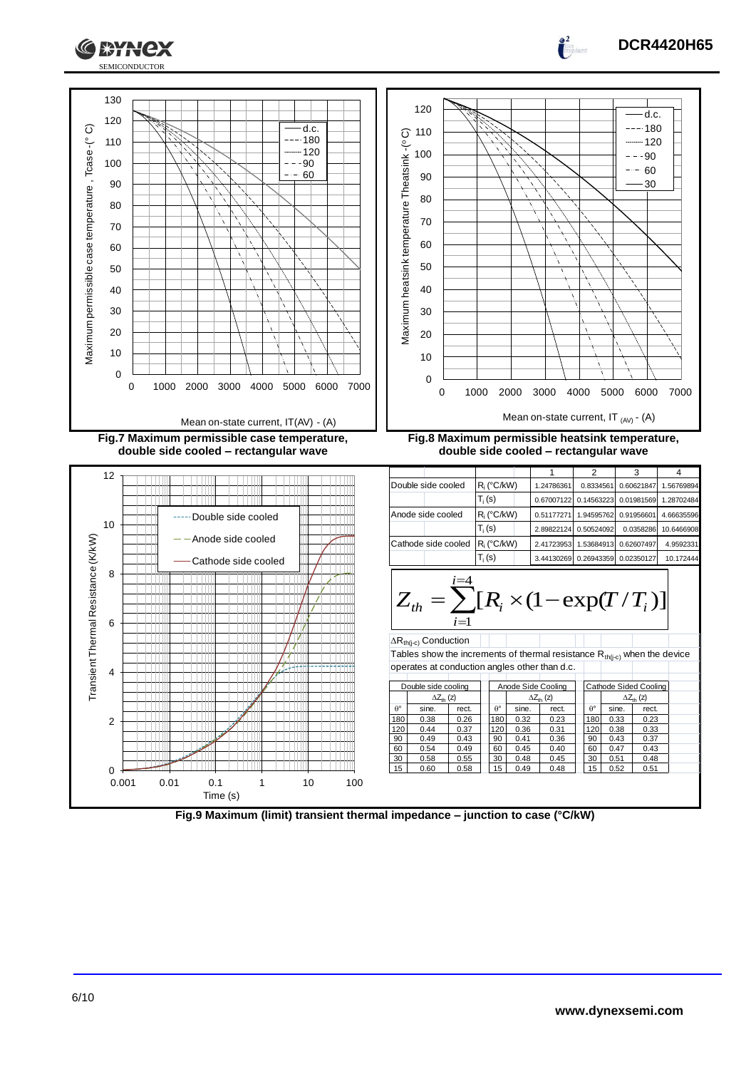**Fig.7 Maximum permissible case temperature, double side cooled – rectangular wave**

**Fig.8 Maximum permissible heatsink temperature, double side cooled – rectangular wave**

| | | 1 | 2 | 3 | 4 |
|---|---|---|---|---|---|
| Double side cooled | $R_i$ (°C/kW) | 1.24786361 | 0.8334561 | 0.60621847 | 1.56769894 |
| | $T_i$ (s) | 0.67007122 | 0.14563223 | 0.01981569 | 1.28702484 |
| Anode side cooled | $R_i$ (°C/kW) | 0.51177271 | 1.94595762 | 0.91956601 | 4.66635596 |
| | $T_i$ (s) | 2.89822124 | 0.50524092 | 0.0358286 | 10.6466908 |
| Cathode side cooled | $R_i$ (°C/kW) | 2.41723953 | 1.53684913 | 0.62607497 | 4.9592331 |
| | $T_i$ (s) | 3.44130269 | 0.26943359 | 0.02350127 | 10.172444 |

$$Z_{th} = \sum_{i=1}^{i=4} [R_i \times (1 - \exp(T / T_i)]$$

$\Delta R_{th(j\text{-}c)}$ Conduction

Tables show the increments of thermal resistance $R_{th(j\text{-}c)}$ when the device operates at conduction angles other than d.c.

| Double side cooling | | | Anode Side Cooling | | | Cathode Sided Cooling | | |
|---|---|---|---|---|---|---|---|---|
| | $\Delta Z_{th}$ (z) | | | $\Delta Z_{th}$ (z) | | | $\Delta Z_{th}$ (z) | |
| θ° | sine. | rect. | θ° | sine. | rect. | θ° | sine. | rect. |
| 180 | 0.38 | 0.26 | 180 | 0.32 | 0.23 | 180 | 0.33 | 0.23 |
| 120 | 0.44 | 0.37 | 120 | 0.36 | 0.31 | 120 | 0.38 | 0.33 |
| 90 | 0.49 | 0.43 | 90 | 0.41 | 0.36 | 90 | 0.43 | 0.37 |
| 60 | 0.54 | 0.49 | 60 | 0.45 | 0.40 | 60 | 0.47 | 0.43 |
| 30 | 0.58 | 0.55 | 30 | 0.48 | 0.45 | 30 | 0.51 | 0.48 |
| 15 | 0.60 | 0.58 | 15 | 0.49 | 0.48 | 15 | 0.52 | 0.51 |

**Fig.9 Maximum (limit) transient thermal impedance – junction to case (°C/kW)**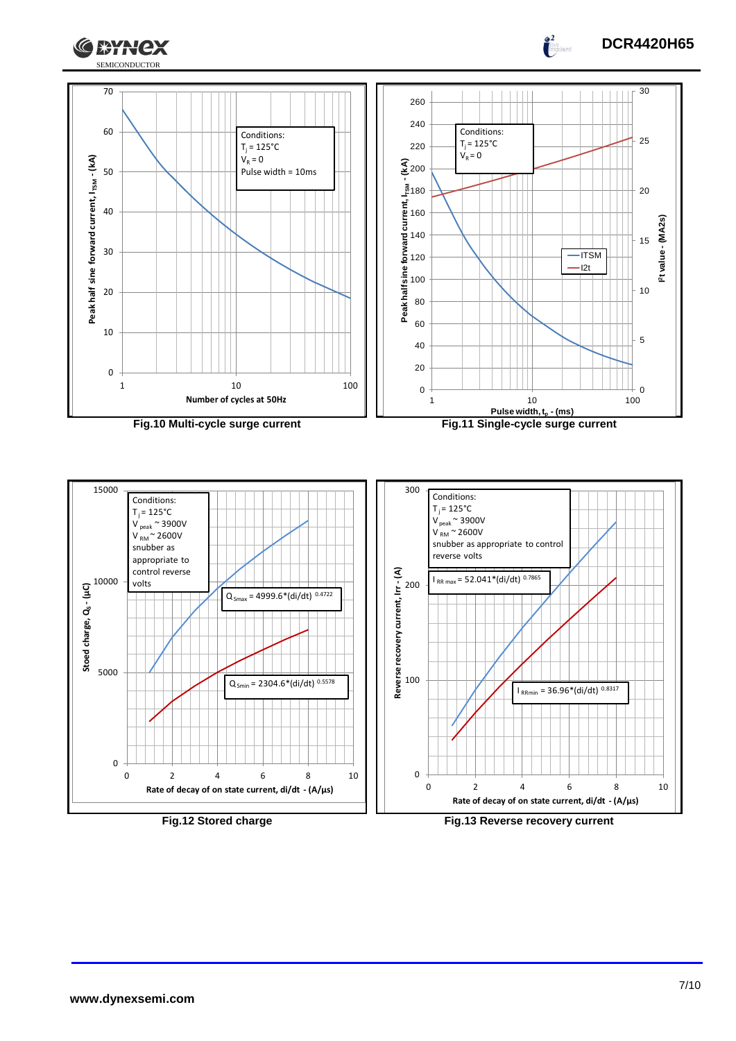Conditions:
$T_j$ = 125°C
$V_R$ = 0
Pulse width = 10ms

Peak half sine forward current, $I_{TSM}$ - (kA)

Number of cycles at 50Hz

**Fig.10 Multi-cycle surge current**

Conditions:
$T_j$ = 125°C
$V_R$ = 0

ITSM
I2t

Peak halfsine forward current, $I_{TSM}$ - (kA)

$I^2t$ value - (MA2s)

Pulse width, $t_p$ - (ms)

**Fig.11 Single-cycle surge current**

Conditions:
$T_j$ = 125°C
$V_{peak}$ ~ 3900V
$V_{RM}$ ~ 2600V
snubber as appropriate to control reverse volts

$Q_{Smax} = 4999.6*(di/dt)^{0.4722}$

$Q_{Smin} = 2304.6*(di/dt)^{0.5578}$

Stoed charge, $Q_S$ - (µC)

Rate of decay of on state current, di/dt - (A/µs)

**Fig.12 Stored charge**

Conditions:
$T_j$ = 125°C
$V_{peak}$ ~ 3900V
$V_{RM}$ ~ 2600V
snubber as appropriate to control reverse volts

$I_{RR\,max} = 52.041*(di/dt)^{0.7865}$

$I_{RRmin} = 36.96*(di/dt)^{0.8317}$

Reverse recovery current, Irr - (A)

Rate of decay of on state current, di/dt - (A/µs)

**Fig.13 Reverse recovery current**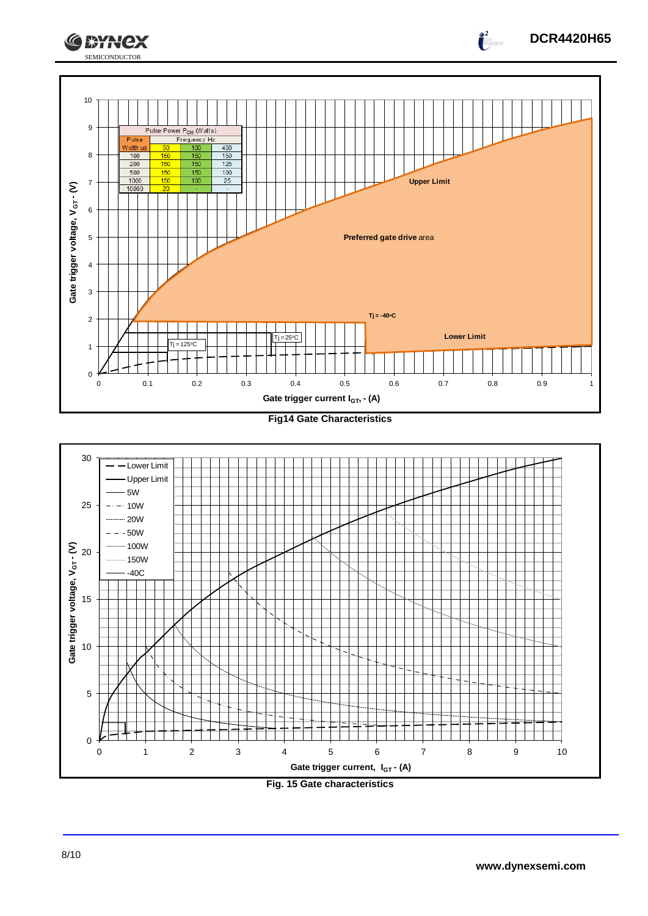| Pulse Width us | Frequency Hz 50 | 100 | 400 |
| --- | --- | --- | --- |
| 100 | 150 | 150 | 150 |
| 200 | 150 | 150 | 125 |
| 500 | 150 | 150 | 100 |
| 1000 | 150 | 100 | 25 |
| 10000 | 20 | - | - |

Pulse Power $P_{GM}$ (Watts)

Fig14 Gate Characteristics

Fig. 15 Gate characteristics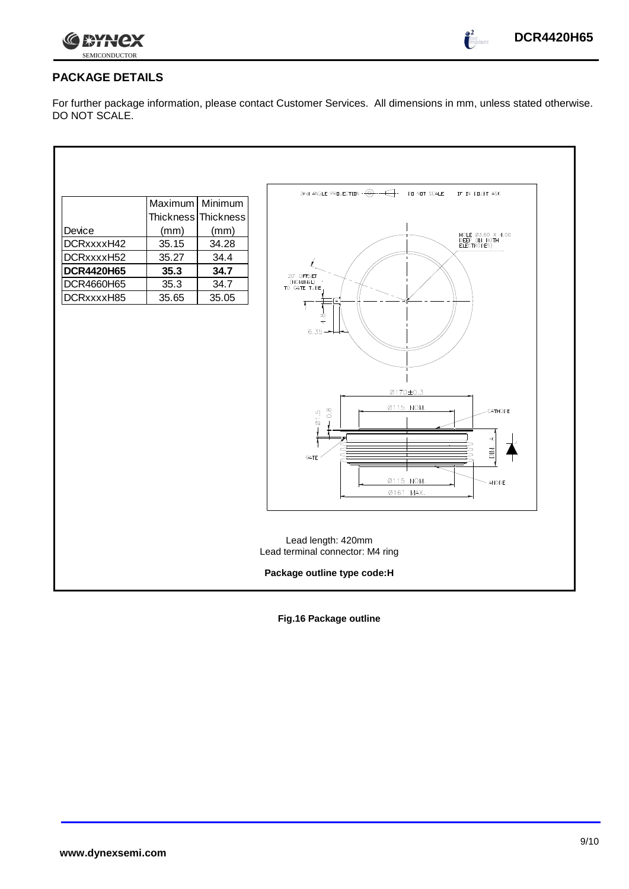## PACKAGE DETAILS

For further package information, please contact Customer Services. All dimensions in mm, unless stated otherwise. DO NOT SCALE.

| Device | Maximum Thickness (mm) | Minimum Thickness (mm) |
|---|---|---|
| DCRxxxxH42 | 35.15 | 34.28 |
| DCRxxxxH52 | 35.27 | 34.4 |
| **DCR4420H65** | **35.3** | **34.7** |
| DCR4660H65 | 35.3 | 34.7 |
| DCRxxxxH85 | 35.65 | 35.05 |

3rd ANGLE PROJECTION DO NOT SCALE IF IN DOUBT ASK

HOLE Ø3.60 X 4.00 DEEP (IN BOTH ELECTRODES)

20° OFFSET (NOMINAL) TO GATE TUBE

6.35

Ø170±0.3

Ø115 NOM.

Ø1.5

0.8

CATHODE

GATE

Ø115 NOM.

Ø161 MAX.

ANODE

Lead length: 420mm

Lead terminal connector: M4 ring

**Package outline type code:H**

**Fig.16 Package outline**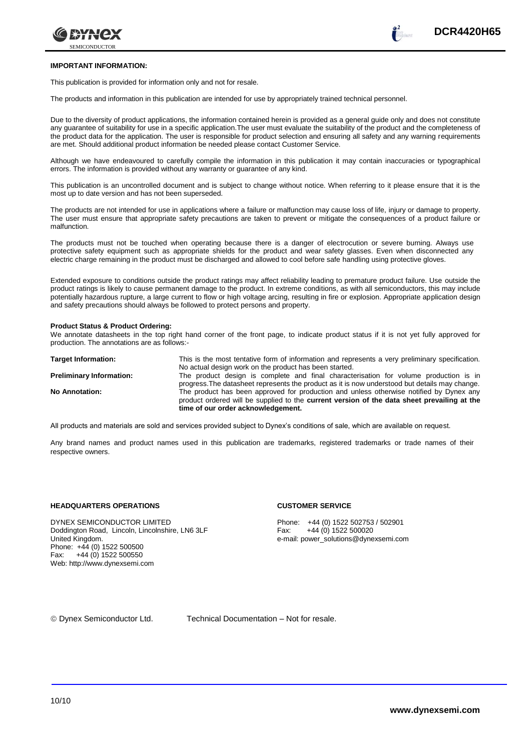**IMPORTANT INFORMATION:**

This publication is provided for information only and not for resale.

The products and information in this publication are intended for use by appropriately trained technical personnel.

Due to the diversity of product applications, the information contained herein is provided as a general guide only and does not constitute any guarantee of suitability for use in a specific application.The user must evaluate the suitability of the product and the completeness of the product data for the application. The user is responsible for product selection and ensuring all safety and any warning requirements are met. Should additional product information be needed please contact Customer Service.

Although we have endeavoured to carefully compile the information in this publication it may contain inaccuracies or typographical errors. The information is provided without any warranty or guarantee of any kind.

This publication is an uncontrolled document and is subject to change without notice. When referring to it please ensure that it is the most up to date version and has not been superseded.

The products are not intended for use in applications where a failure or malfunction may cause loss of life, injury or damage to property. The user must ensure that appropriate safety precautions are taken to prevent or mitigate the consequences of a product failure or malfunction.

The products must not be touched when operating because there is a danger of electrocution or severe burning. Always use protective safety equipment such as appropriate shields for the product and wear safety glasses. Even when disconnected any electric charge remaining in the product must be discharged and allowed to cool before safe handling using protective gloves.

Extended exposure to conditions outside the product ratings may affect reliability leading to premature product failure. Use outside the product ratings is likely to cause permanent damage to the product. In extreme conditions, as with all semiconductors, this may include potentially hazardous rupture, a large current to flow or high voltage arcing, resulting in fire or explosion. Appropriate application design and safety precautions should always be followed to protect persons and property.

**Product Status & Product Ordering:**
We annotate datasheets in the top right hand corner of the front page, to indicate product status if it is not yet fully approved for production. The annotations are as follows:-

| | |
|---|---|
| **Target Information:** | This is the most tentative form of information and represents a very preliminary specification. No actual design work on the product has been started. |
| **Preliminary Information:** | The product design is complete and final characterisation for volume production is in progress.The datasheet represents the product as it is now understood but details may change. |
| **No Annotation:** | The product has been approved for production and unless otherwise notified by Dynex any product ordered will be supplied to the **current version of the data sheet prevailing at the time of our order acknowledgement.** |

All products and materials are sold and services provided subject to Dynex's conditions of sale, which are available on request.

Any brand names and product names used in this publication are trademarks, registered trademarks or trade names of their respective owners.

**HEADQUARTERS OPERATIONS**

DYNEX SEMICONDUCTOR LIMITED
Doddington Road, Lincoln, Lincolnshire, LN6 3LF
United Kingdom.
Phone: +44 (0) 1522 500500
Fax: +44 (0) 1522 500550
Web: http://www.dynexsemi.com

**CUSTOMER SERVICE**

Phone: +44 (0) 1522 502753 / 502901
Fax: +44 (0) 1522 500020
e-mail: power_solutions@dynexsemi.com

© Dynex Semiconductor Ltd. Technical Documentation – Not for resale.